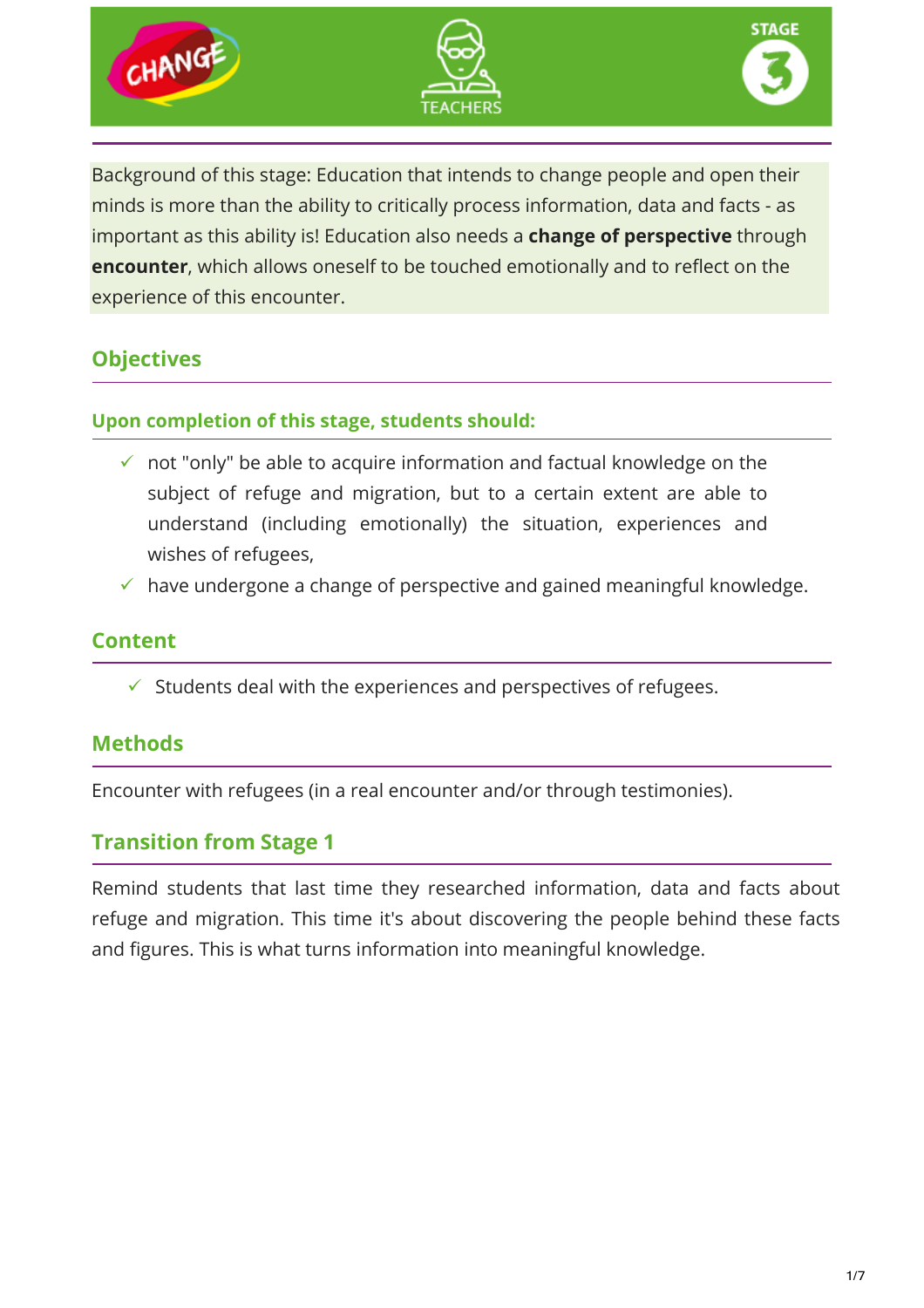CHANGE

TEACHERS

STAGE 3

Background of this stage: Education that intends to change people and open their minds is more than the ability to critically process information, data and facts - as important as this ability is! Education also needs a **change of perspective** through **encounter**, which allows oneself to be touched emotionally and to reflect on the experience of this encounter.

## Objectives

### Upon completion of this stage, students should:

- ✓ not "only" be able to acquire information and factual knowledge on the subject of refuge and migration, but to a certain extent are able to understand (including emotionally) the situation, experiences and wishes of refugees,
- ✓ have undergone a change of perspective and gained meaningful knowledge.

## Content

- ✓ Students deal with the experiences and perspectives of refugees.

## Methods

Encounter with refugees (in a real encounter and/or through testimonies).

## Transition from Stage 1

Remind students that last time they researched information, data and facts about refuge and migration. This time it's about discovering the people behind these facts and figures. This is what turns information into meaningful knowledge.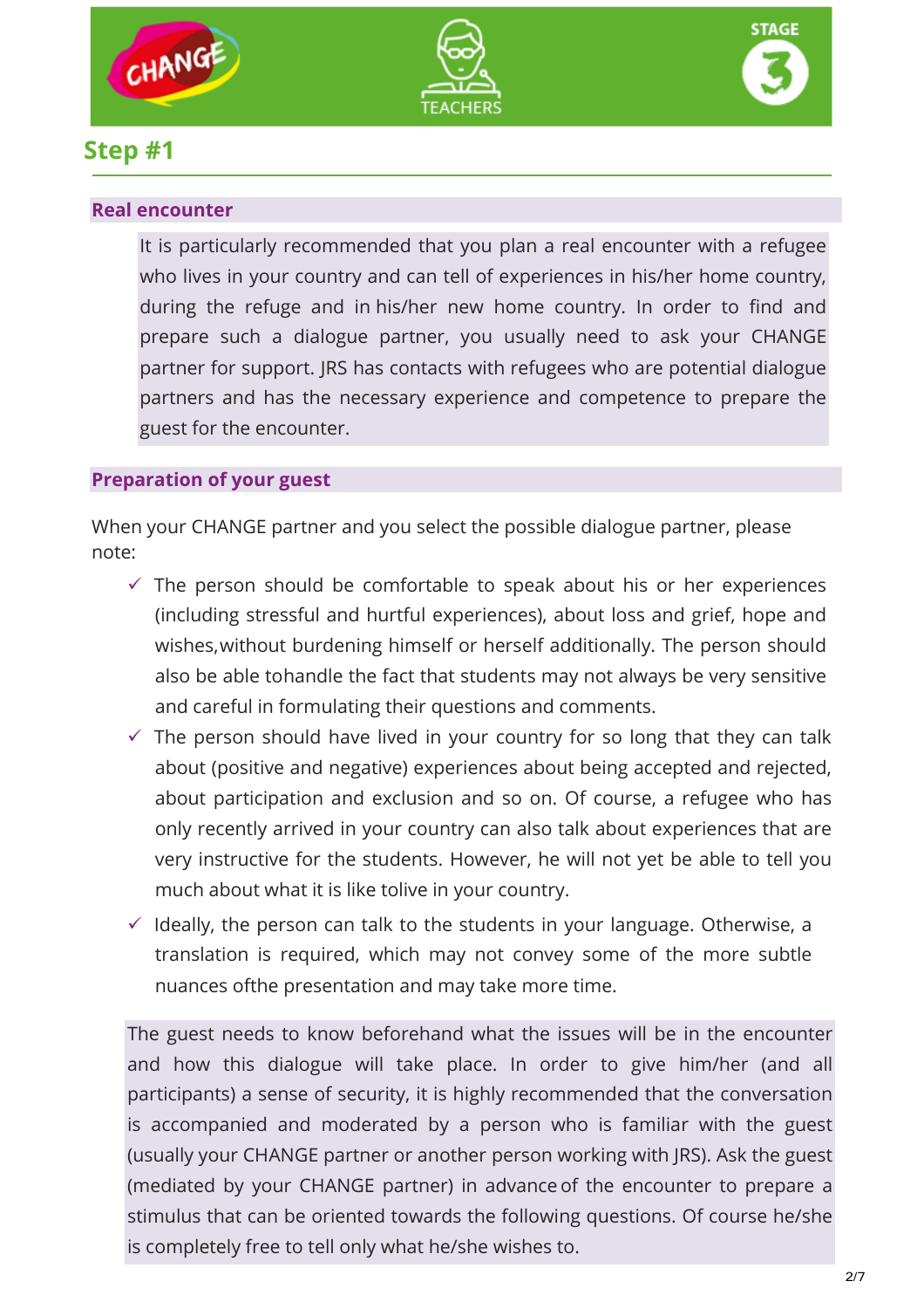## Step #1

### Real encounter

It is particularly recommended that you plan a real encounter with a refugee who lives in your country and can tell of experiences in his/her home country, during the refuge and in his/her new home country. In order to find and prepare such a dialogue partner, you usually need to ask your CHANGE partner for support. JRS has contacts with refugees who are potential dialogue partners and has the necessary experience and competence to prepare the guest for the encounter.

### Preparation of your guest

When your CHANGE partner and you select the possible dialogue partner, please note:

- ✓ The person should be comfortable to speak about his or her experiences (including stressful and hurtful experiences), about loss and grief, hope and wishes,without burdening himself or herself additionally. The person should also be able tohandle the fact that students may not always be very sensitive and careful in formulating their questions and comments.
- ✓ The person should have lived in your country for so long that they can talk about (positive and negative) experiences about being accepted and rejected, about participation and exclusion and so on. Of course, a refugee who has only recently arrived in your country can also talk about experiences that are very instructive for the students. However, he will not yet be able to tell you much about what it is like tolive in your country.
- ✓ Ideally, the person can talk to the students in your language. Otherwise, a translation is required, which may not convey some of the more subtle nuances ofthe presentation and may take more time.

The guest needs to know beforehand what the issues will be in the encounter and how this dialogue will take place. In order to give him/her (and all participants) a sense of security, it is highly recommended that the conversation is accompanied and moderated by a person who is familiar with the guest (usually your CHANGE partner or another person working with JRS). Ask the guest (mediated by your CHANGE partner) in advance of the encounter to prepare a stimulus that can be oriented towards the following questions. Of course he/she is completely free to tell only what he/she wishes to.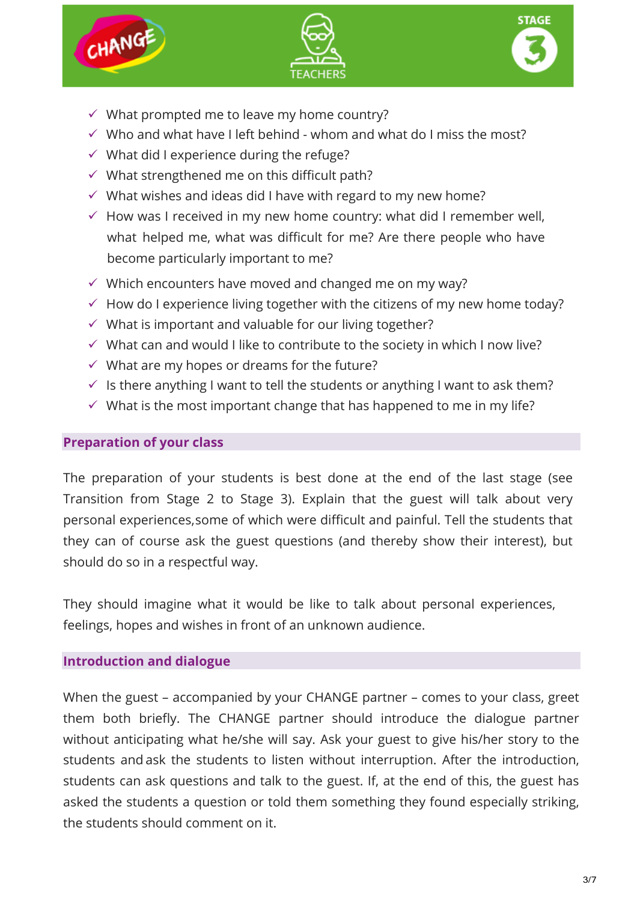- ✓ What prompted me to leave my home country?
- ✓ Who and what have I left behind - whom and what do I miss the most?
- ✓ What did I experience during the refuge?
- ✓ What strengthened me on this difficult path?
- ✓ What wishes and ideas did I have with regard to my new home?
- ✓ How was I received in my new home country: what did I remember well, what helped me, what was difficult for me? Are there people who have become particularly important to me?
- ✓ Which encounters have moved and changed me on my way?
- ✓ How do I experience living together with the citizens of my new home today?
- ✓ What is important and valuable for our living together?
- ✓ What can and would I like to contribute to the society in which I now live?
- ✓ What are my hopes or dreams for the future?
- ✓ Is there anything I want to tell the students or anything I want to ask them?
- ✓ What is the most important change that has happened to me in my life?

## Preparation of your class

The preparation of your students is best done at the end of the last stage (see Transition from Stage 2 to Stage 3). Explain that the guest will talk about very personal experiences,some of which were difficult and painful. Tell the students that they can of course ask the guest questions (and thereby show their interest), but should do so in a respectful way.

They should imagine what it would be like to talk about personal experiences, feelings, hopes and wishes in front of an unknown audience.

## Introduction and dialogue

When the guest – accompanied by your CHANGE partner – comes to your class, greet them both briefly. The CHANGE partner should introduce the dialogue partner without anticipating what he/she will say. Ask your guest to give his/her story to the students and ask the students to listen without interruption. After the introduction, students can ask questions and talk to the guest. If, at the end of this, the guest has asked the students a question or told them something they found especially striking, the students should comment on it.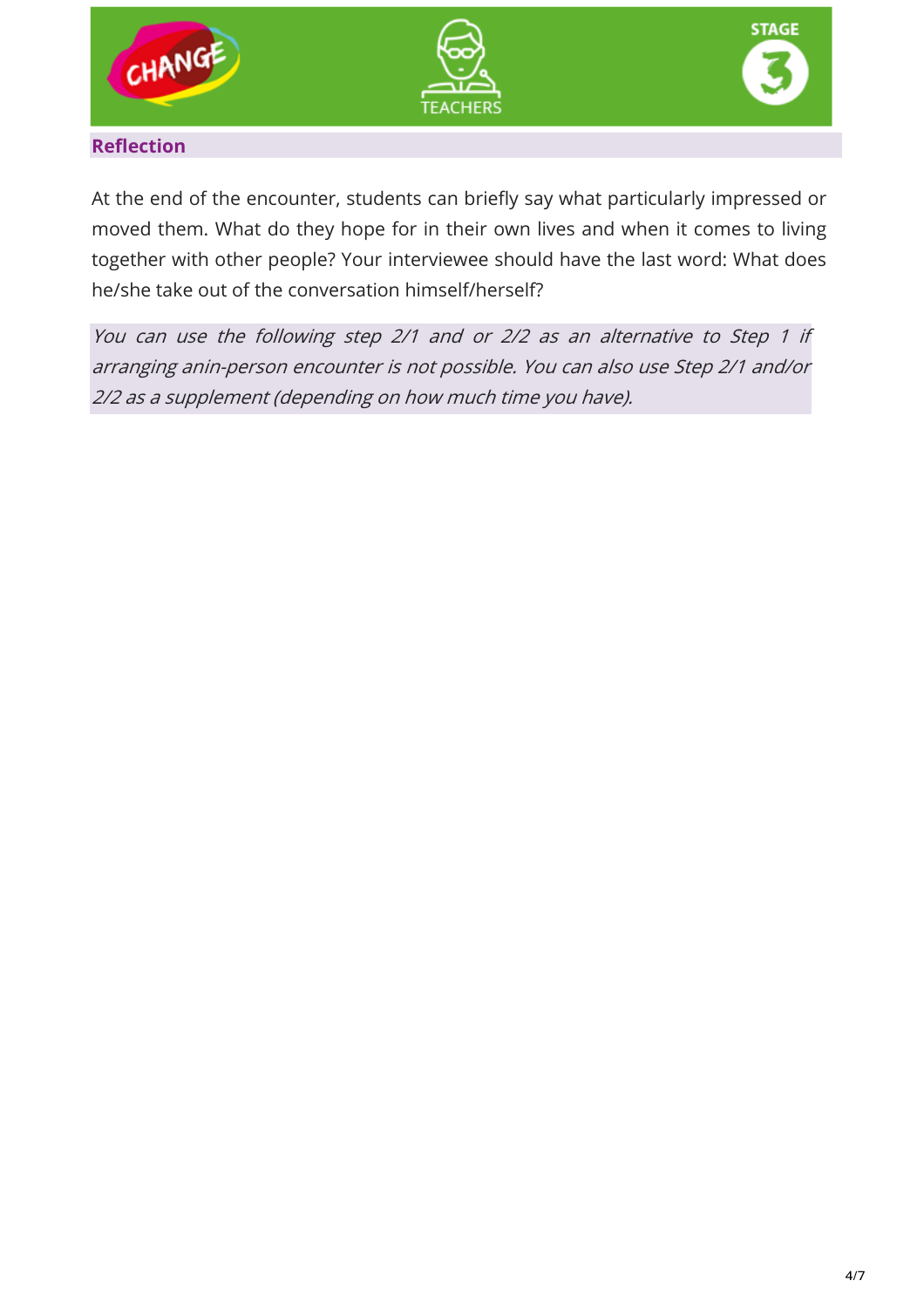## Reflection

At the end of the encounter, students can briefly say what particularly impressed or moved them. What do they hope for in their own lives and when it comes to living together with other people? Your interviewee should have the last word: What does he/she take out of the conversation himself/herself?

*You can use the following step 2/1 and or 2/2 as an alternative to Step 1 if arranging anin-person encounter is not possible. You can also use Step 2/1 and/or 2/2 as a supplement (depending on how much time you have).*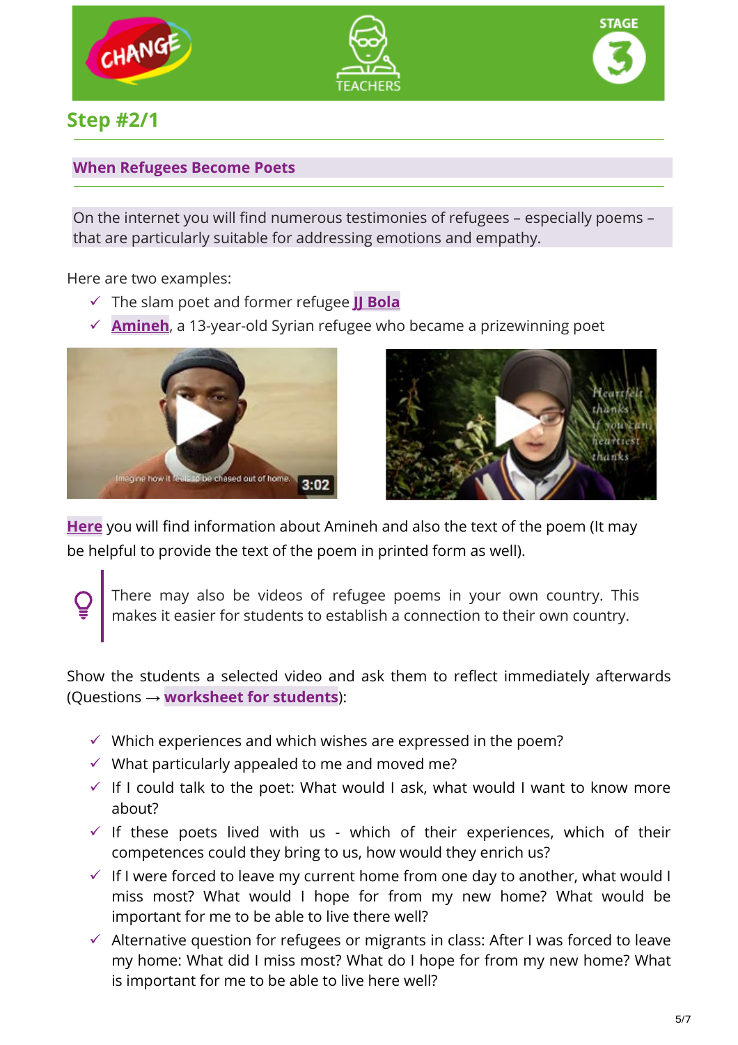## Step #2/1

### When Refugees Become Poets

On the internet you will find numerous testimonies of refugees – especially poems – that are particularly suitable for addressing emotions and empathy.

Here are two examples:

- ✓ The slam poet and former refugee **JJ Bola**
- ✓ **Amineh**, a 13-year-old Syrian refugee who became a prizewinning poet

**Here** you will find information about Amineh and also the text of the poem (It may be helpful to provide the text of the poem in printed form as well).

> There may also be videos of refugee poems in your own country. This makes it easier for students to establish a connection to their own country.

Show the students a selected video and ask them to reflect immediately afterwards (Questions → **worksheet for students**):

- ✓ Which experiences and which wishes are expressed in the poem?
- ✓ What particularly appealed to me and moved me?
- ✓ If I could talk to the poet: What would I ask, what would I want to know more about?
- ✓ If these poets lived with us - which of their experiences, which of their competences could they bring to us, how would they enrich us?
- ✓ If I were forced to leave my current home from one day to another, what would I miss most? What would I hope for from my new home? What would be important for me to be able to live there well?
- ✓ Alternative question for refugees or migrants in class: After I was forced to leave my home: What did I miss most? What do I hope for from my new home? What is important for me to be able to live here well?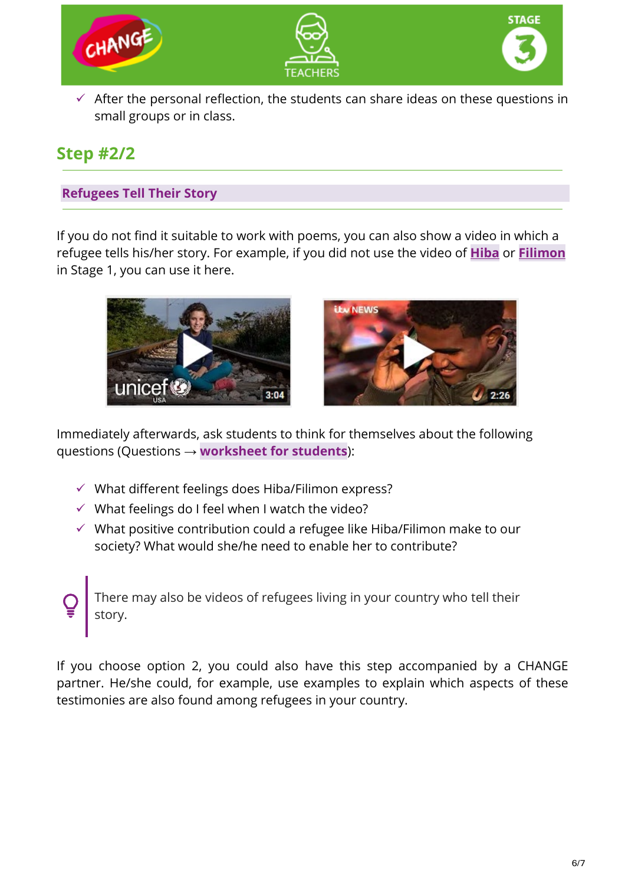- ✓ After the personal reflection, the students can share ideas on these questions in small groups or in class.

## Step #2/2

### Refugees Tell Their Story

If you do not find it suitable to work with poems, you can also show a video in which a refugee tells his/her story. For example, if you did not use the video of **Hiba** or **Filimon** in Stage 1, you can use it here.

Immediately afterwards, ask students to think for themselves about the following questions (Questions → **worksheet for students**):

- ✓ What different feelings does Hiba/Filimon express?
- ✓ What feelings do I feel when I watch the video?
- ✓ What positive contribution could a refugee like Hiba/Filimon make to our society? What would she/he need to enable her to contribute?

> There may also be videos of refugees living in your country who tell their story.

If you choose option 2, you could also have this step accompanied by a CHANGE partner. He/she could, for example, use examples to explain which aspects of these testimonies are also found among refugees in your country.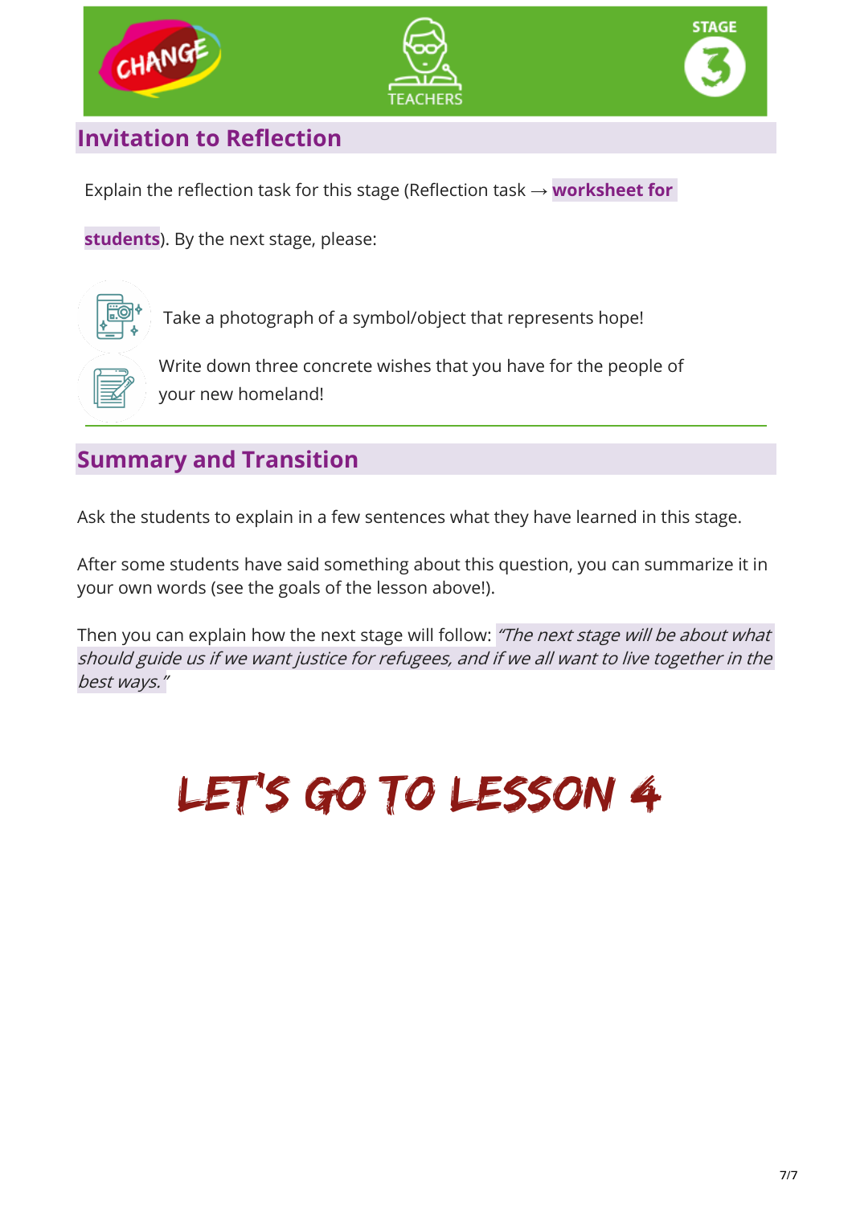## Invitation to Reflection

Explain the reflection task for this stage (Reflection task → **worksheet for students**). By the next stage, please:

- Take a photograph of a symbol/object that represents hope!
- Write down three concrete wishes that you have for the people of your new homeland!

## Summary and Transition

Ask the students to explain in a few sentences what they have learned in this stage.

After some students have said something about this question, you can summarize it in your own words (see the goals of the lesson above!).

Then you can explain how the next stage will follow: *"The next stage will be about what should guide us if we want justice for refugees, and if we all want to live together in the best ways."*

# LET'S GO TO LESSON 4